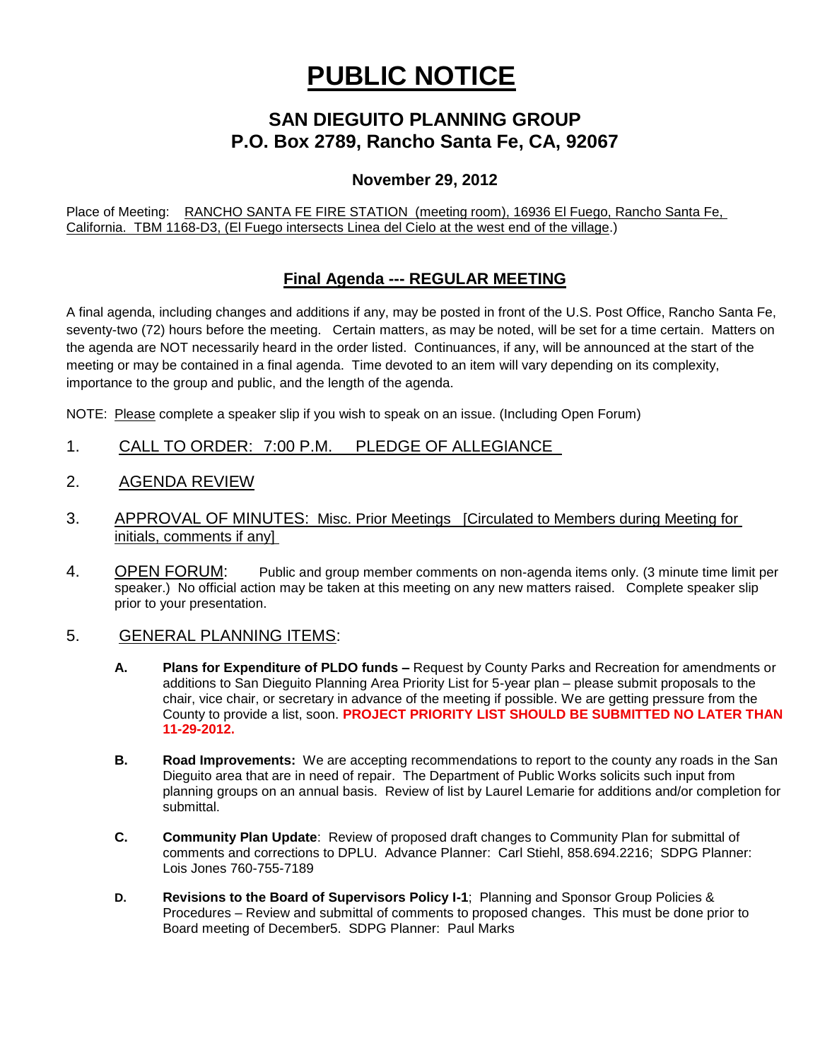# PUBLIC NOTICE

## SAN DIEGUITO PLANNING GROUP
## P.O. Box 2789, Rancho Santa Fe, CA, 92067

### November 29, 2012

Place of Meeting: RANCHO SANTA FE FIRE STATION (meeting room), 16936 El Fuego, Rancho Santa Fe, California. TBM 1168-D3, (El Fuego intersects Linea del Cielo at the west end of the village.)

### Final Agenda --- REGULAR MEETING

A final agenda, including changes and additions if any, may be posted in front of the U.S. Post Office, Rancho Santa Fe, seventy-two (72) hours before the meeting. Certain matters, as may be noted, will be set for a time certain. Matters on the agenda are NOT necessarily heard in the order listed. Continuances, if any, will be announced at the start of the meeting or may be contained in a final agenda. Time devoted to an item will vary depending on its complexity, importance to the group and public, and the length of the agenda.

NOTE: Please complete a speaker slip if you wish to speak on an issue. (Including Open Forum)

1. CALL TO ORDER: 7:00 P.M. PLEDGE OF ALLEGIANCE

2. AGENDA REVIEW

3. APPROVAL OF MINUTES: Misc. Prior Meetings [Circulated to Members during Meeting for initials, comments if any]

4. OPEN FORUM: Public and group member comments on non-agenda items only. (3 minute time limit per speaker.) No official action may be taken at this meeting on any new matters raised. Complete speaker slip prior to your presentation.

5. GENERAL PLANNING ITEMS:

   **A.** **Plans for Expenditure of PLDO funds –** Request by County Parks and Recreation for amendments or additions to San Dieguito Planning Area Priority List for 5-year plan – please submit proposals to the chair, vice chair, or secretary in advance of the meeting if possible. We are getting pressure from the County to provide a list, soon. **PROJECT PRIORITY LIST SHOULD BE SUBMITTED NO LATER THAN 11-29-2012.**

   **B.** **Road Improvements:** We are accepting recommendations to report to the county any roads in the San Dieguito area that are in need of repair. The Department of Public Works solicits such input from planning groups on an annual basis. Review of list by Laurel Lemarie for additions and/or completion for submittal.

   **C.** **Community Plan Update**: Review of proposed draft changes to Community Plan for submittal of comments and corrections to DPLU. Advance Planner: Carl Stiehl, 858.694.2216; SDPG Planner: Lois Jones 760-755-7189

   **D.** **Revisions to the Board of Supervisors Policy I-1**; Planning and Sponsor Group Policies & Procedures – Review and submittal of comments to proposed changes. This must be done prior to Board meeting of December5. SDPG Planner: Paul Marks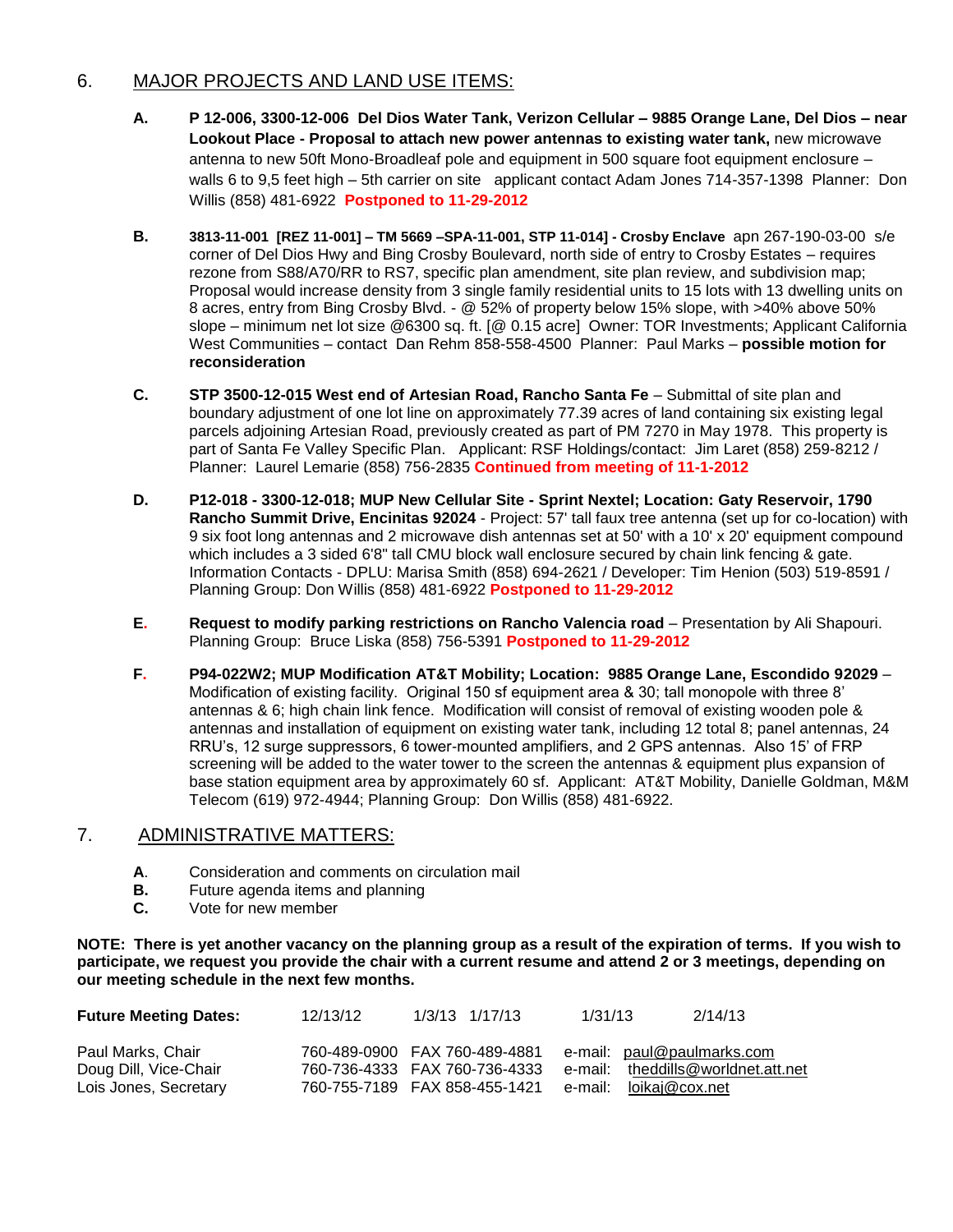## 6. MAJOR PROJECTS AND LAND USE ITEMS:

**A.** **P 12-006, 3300-12-006 Del Dios Water Tank, Verizon Cellular – 9885 Orange Lane, Del Dios – near Lookout Place - Proposal to attach new power antennas to existing water tank,** new microwave antenna to new 50ft Mono-Broadleaf pole and equipment in 500 square foot equipment enclosure – walls 6 to 9,5 feet high – 5th carrier on site applicant contact Adam Jones 714-357-1398 Planner: Don Willis (858) 481-6922 **Postponed to 11-29-2012**

**B.** **3813-11-001 [REZ 11-001] – TM 5669 –SPA-11-001, STP 11-014] - Crosby Enclave** apn 267-190-03-00 s/e corner of Del Dios Hwy and Bing Crosby Boulevard, north side of entry to Crosby Estates – requires rezone from S88/A70/RR to RS7, specific plan amendment, site plan review, and subdivision map; Proposal would increase density from 3 single family residential units to 15 lots with 13 dwelling units on 8 acres, entry from Bing Crosby Blvd. - @ 52% of property below 15% slope, with >40% above 50% slope – minimum net lot size @6300 sq. ft. [@ 0.15 acre] Owner: TOR Investments; Applicant California West Communities – contact Dan Rehm 858-558-4500 Planner: Paul Marks – **possible motion for reconsideration**

**C.** **STP 3500-12-015 West end of Artesian Road, Rancho Santa Fe** – Submittal of site plan and boundary adjustment of one lot line on approximately 77.39 acres of land containing six existing legal parcels adjoining Artesian Road, previously created as part of PM 7270 in May 1978. This property is part of Santa Fe Valley Specific Plan. Applicant: RSF Holdings/contact: Jim Laret (858) 259-8212 / Planner: Laurel Lemarie (858) 756-2835 **Continued from meeting of 11-1-2012**

**D.** **P12-018 - 3300-12-018; MUP New Cellular Site - Sprint Nextel; Location: Gaty Reservoir, 1790 Rancho Summit Drive, Encinitas 92024** - Project: 57' tall faux tree antenna (set up for co-location) with 9 six foot long antennas and 2 microwave dish antennas set at 50' with a 10' x 20' equipment compound which includes a 3 sided 6'8" tall CMU block wall enclosure secured by chain link fencing & gate. Information Contacts - DPLU: Marisa Smith (858) 694-2621 / Developer: Tim Henion (503) 519-8591 / Planning Group: Don Willis (858) 481-6922 **Postponed to 11-29-2012**

**E.** **Request to modify parking restrictions on Rancho Valencia road** – Presentation by Ali Shapouri. Planning Group: Bruce Liska (858) 756-5391 **Postponed to 11-29-2012**

**F.** **P94-022W2; MUP Modification AT&T Mobility; Location: 9885 Orange Lane, Escondido 92029** – Modification of existing facility. Original 150 sf equipment area & 30; tall monopole with three 8' antennas & 6; high chain link fence. Modification will consist of removal of existing wooden pole & antennas and installation of equipment on existing water tank, including 12 total 8; panel antennas, 24 RRU's, 12 surge suppressors, 6 tower-mounted amplifiers, and 2 GPS antennas. Also 15' of FRP screening will be added to the water tower to the screen the antennas & equipment plus expansion of base station equipment area by approximately 60 sf. Applicant: AT&T Mobility, Danielle Goldman, M&M Telecom (619) 972-4944; Planning Group: Don Willis (858) 481-6922.

## 7. ADMINISTRATIVE MATTERS:

**A.** Consideration and comments on circulation mail
**B.** Future agenda items and planning
**C.** Vote for new member

**NOTE: There is yet another vacancy on the planning group as a result of the expiration of terms. If you wish to participate, we request you provide the chair with a current resume and attend 2 or 3 meetings, depending on our meeting schedule in the next few months.**

**Future Meeting Dates:** 12/13/12 1/3/13 1/17/13 1/31/13 2/14/13

| | | | |
|---|---|---|---|
| Paul Marks, Chair | 760-489-0900 | FAX 760-489-4881 | e-mail: paul@paulmarks.com |
| Doug Dill, Vice-Chair | 760-736-4333 | FAX 760-736-4333 | e-mail: theddills@worldnet.att.net |
| Lois Jones, Secretary | 760-755-7189 | FAX 858-455-1421 | e-mail: loikaj@cox.net |